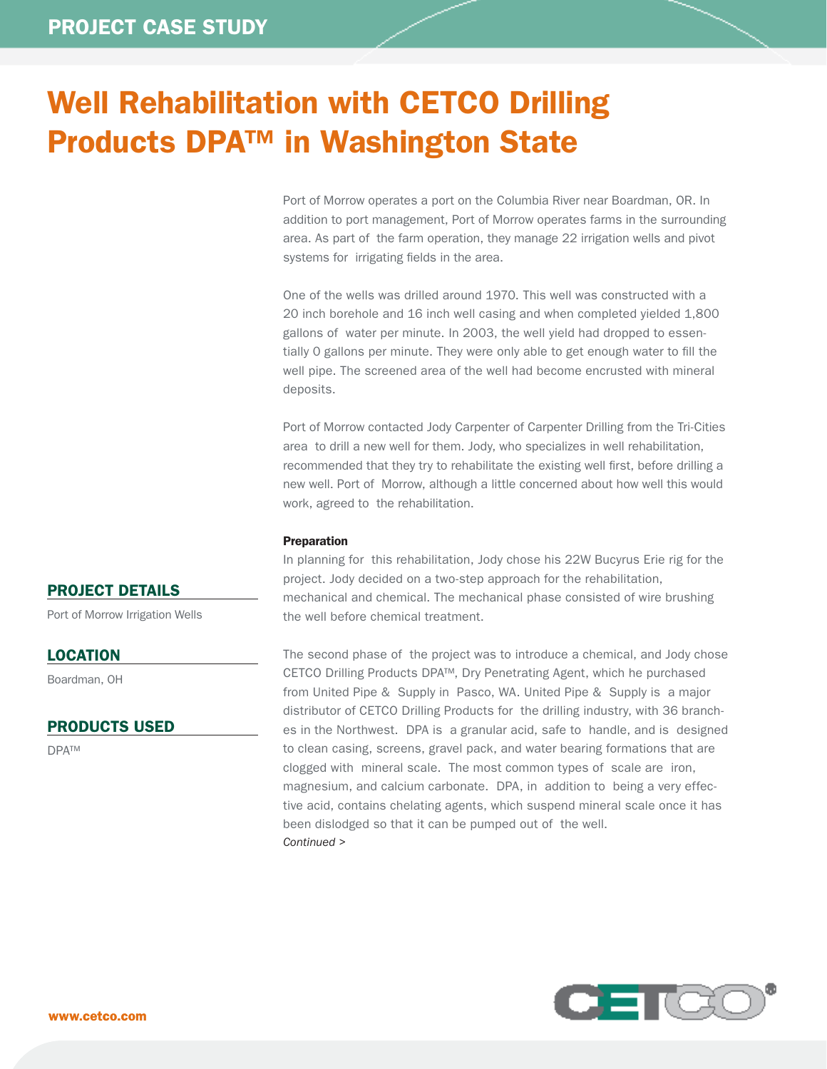# Well Rehabilitation with CETCO Drilling Products DPA™ in Washington State

Port of Morrow operates a port on the Columbia River near Boardman, OR. In addition to port management, Port of Morrow operates farms in the surrounding area. As part of the farm operation, they manage 22 irrigation wells and pivot systems for irrigating fields in the area.

One of the wells was drilled around 1970. This well was constructed with a 20 inch borehole and 16 inch well casing and when completed yielded 1,800 gallons of water per minute. In 2003, the well yield had dropped to essentially 0 gallons per minute. They were only able to get enough water to fill the well pipe. The screened area of the well had become encrusted with mineral deposits.

Port of Morrow contacted Jody Carpenter of Carpenter Drilling from the Tri-Cities area to drill a new well for them. Jody, who specializes in well rehabilitation, recommended that they try to rehabilitate the existing well first, before drilling a new well. Port of Morrow, although a little concerned about how well this would work, agreed to the rehabilitation.

**Preparation**

In planning for this rehabilitation, Jody chose his 22W Bucyrus Erie rig for the project. Jody decided on a two-step approach for the rehabilitation, mechanical and chemical. The mechanical phase consisted of wire brushing the well before chemical treatment.

The second phase of the project was to introduce a chemical, and Jody chose CETCO Drilling Products DPA™, Dry Penetrating Agent, which he purchased from United Pipe & Supply in Pasco, WA. United Pipe & Supply is a major distributor of CETCO Drilling Products for the drilling industry, with 36 branches in the Northwest. DPA is a granular acid, safe to handle, and is designed to clean casing, screens, gravel pack, and water bearing formations that are clogged with mineral scale. The most common types of scale are iron, magnesium, and calcium carbonate. DPA, in addition to being a very effective acid, contains chelating agents, which suspend mineral scale once it has been dislodged so that it can be pumped out of the well.

*Continued >*

## PROJECT DETAILS

Port of Morrow Irrigation Wells

## LOCATION

Boardman, OH

## PRODUCTS USED

DPA™

www.cetco.com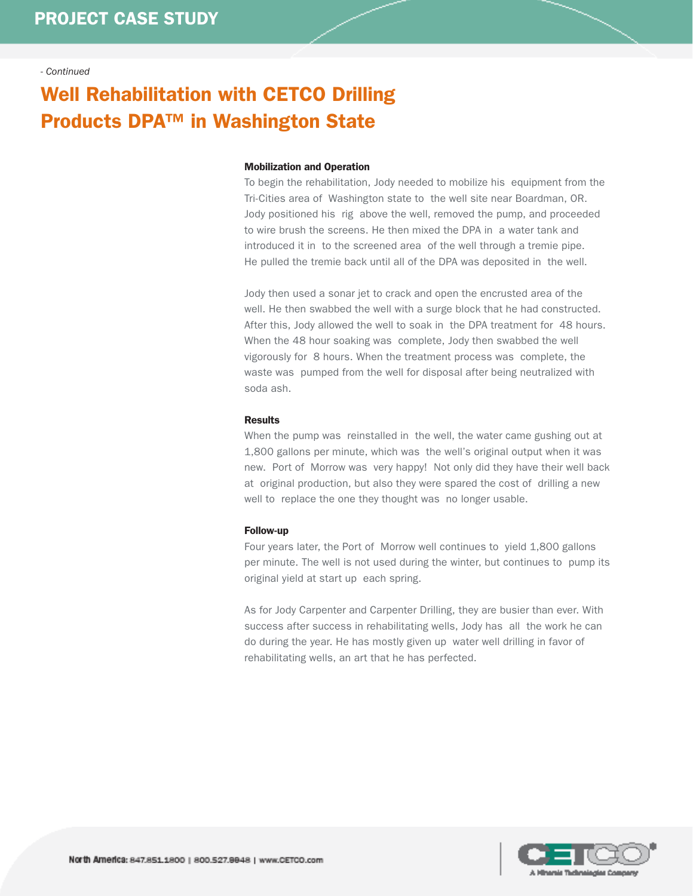*- Continued*

# Well Rehabilitation with CETCO Drilling Products DPA™ in Washington State

### Mobilization and Operation

To begin the rehabilitation, Jody needed to mobilize his equipment from the Tri-Cities area of Washington state to the well site near Boardman, OR. Jody positioned his rig above the well, removed the pump, and proceeded to wire brush the screens. He then mixed the DPA in a water tank and introduced it in to the screened area of the well through a tremie pipe. He pulled the tremie back until all of the DPA was deposited in the well.

Jody then used a sonar jet to crack and open the encrusted area of the well. He then swabbed the well with a surge block that he had constructed. After this, Jody allowed the well to soak in the DPA treatment for 48 hours. When the 48 hour soaking was complete, Jody then swabbed the well vigorously for 8 hours. When the treatment process was complete, the waste was pumped from the well for disposal after being neutralized with soda ash.

### Results

When the pump was reinstalled in the well, the water came gushing out at 1,800 gallons per minute, which was the well's original output when it was new. Port of Morrow was very happy! Not only did they have their well back at original production, but also they were spared the cost of drilling a new well to replace the one they thought was no longer usable.

### Follow-up

Four years later, the Port of Morrow well continues to yield 1,800 gallons per minute. The well is not used during the winter, but continues to pump its original yield at start up each spring.

As for Jody Carpenter and Carpenter Drilling, they are busier than ever. With success after success in rehabilitating wells, Jody has all the work he can do during the year. He has mostly given up water well drilling in favor of rehabilitating wells, an art that he has perfected.

**North America:** 847.851.1800 | 800.527.9948 | www.CETCO.com

CETCO® A Minerals Technologies Company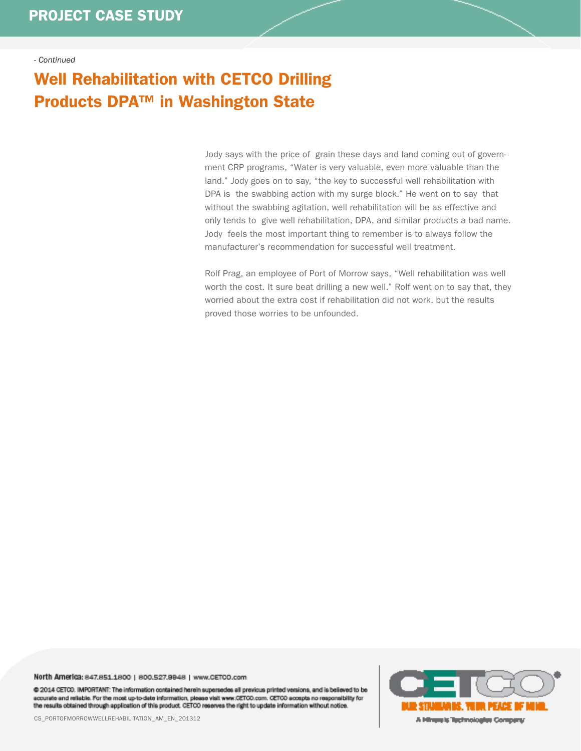*- Continued*

# Well Rehabilitation with CETCO Drilling Products DPA™ in Washington State

Jody says with the price of grain these days and land coming out of government CRP programs, "Water is very valuable, even more valuable than the land." Jody goes on to say, "the key to successful well rehabilitation with DPA is the swabbing action with my surge block." He went on to say that without the swabbing agitation, well rehabilitation will be as effective and only tends to give well rehabilitation, DPA, and similar products a bad name. Jody feels the most important thing to remember is to always follow the manufacturer's recommendation for successful well treatment.

Rolf Prag, an employee of Port of Morrow says, "Well rehabilitation was well worth the cost. It sure beat drilling a new well." Rolf went on to say that, they worried about the extra cost if rehabilitation did not work, but the results proved those worries to be unfounded.

**North America:** 847.851.1800 | 800.527.9948 | www.CETCO.com

© 2014 CETCO. IMPORTANT: The information contained herein supersedes all previous printed versions, and is believed to be accurate and reliable. For the most up-to-date information, please visit www.CETCO.com. CETCO accepts no responsibility for the results obtained through application of this product. CETCO reserves the right to update information without notice.

CS_PORTOFMORROWWELLREHABILITATION_AM_EN_201312

CETCO®

OUR STANDARDS. YOUR PEACE OF MIND.

A Minerals Technologies Company